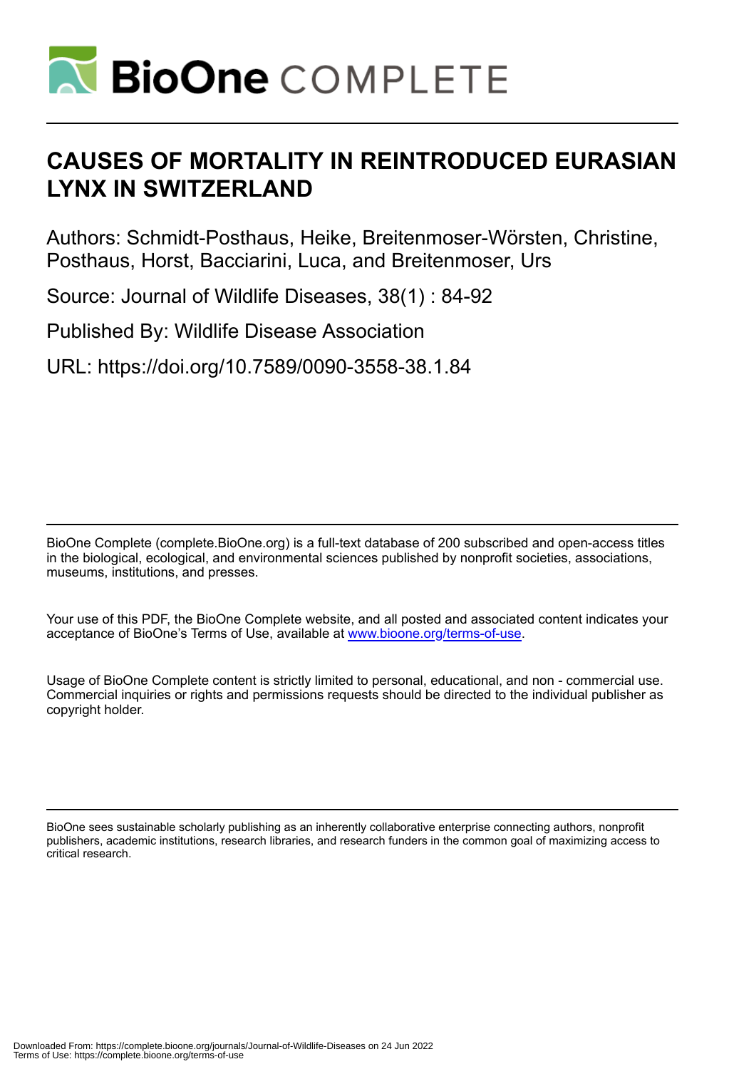# CAUSES OF MORTALITY IN REINTRODUCED EURASIAN LYNX IN SWITZERLAND

Authors: Schmidt-Posthaus, Heike, Breitenmoser-Wörsten, Christine, Posthaus, Horst, Bacciarini, Luca, and Breitenmoser, Urs

Source: Journal of Wildlife Diseases, 38(1) : 84-92

Published By: Wildlife Disease Association

URL: https://doi.org/10.7589/0090-3558-38.1.84

---

BioOne Complete (complete.BioOne.org) is a full-text database of 200 subscribed and open-access titles in the biological, ecological, and environmental sciences published by nonprofit societies, associations, museums, institutions, and presses.

Your use of this PDF, the BioOne Complete website, and all posted and associated content indicates your acceptance of BioOne's Terms of Use, available at www.bioone.org/terms-of-use.

Usage of BioOne Complete content is strictly limited to personal, educational, and non - commercial use. Commercial inquiries or rights and permissions requests should be directed to the individual publisher as copyright holder.

---

BioOne sees sustainable scholarly publishing as an inherently collaborative enterprise connecting authors, nonprofit publishers, academic institutions, research libraries, and research funders in the common goal of maximizing access to critical research.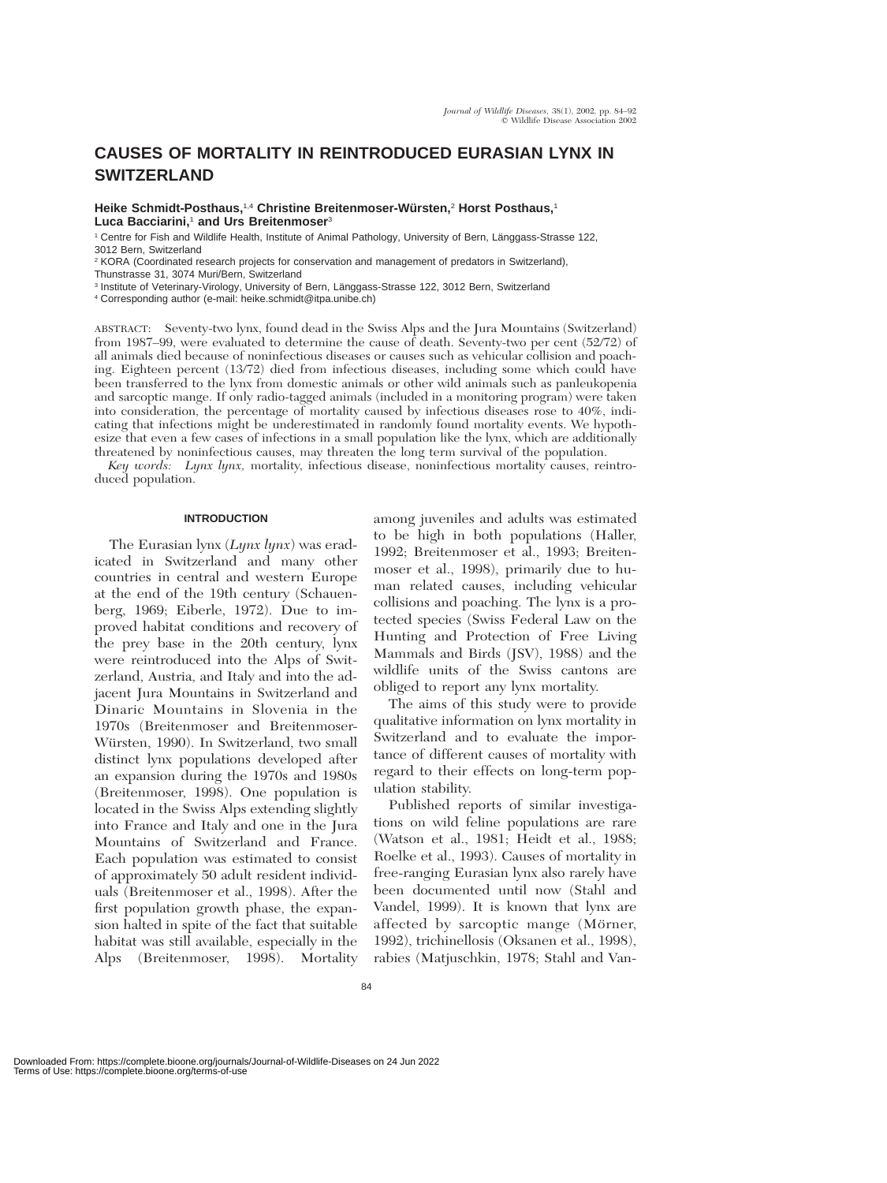# CAUSES OF MORTALITY IN REINTRODUCED EURASIAN LYNX IN SWITZERLAND

**Heike Schmidt-Posthaus,**[1,4] **Christine Breitenmoser-Würsten,**[2] **Horst Posthaus,**[1] **Luca Bacciarini,**[1] **and Urs Breitenmoser**[3]

[1] Centre for Fish and Wildlife Health, Institute of Animal Pathology, University of Bern, Länggass-Strasse 122, 3012 Bern, Switzerland

[2] KORA (Coordinated research projects for conservation and management of predators in Switzerland), Thunstrasse 31, 3074 Muri/Bern, Switzerland

[3] Institute of Veterinary-Virology, University of Bern, Länggass-Strasse 122, 3012 Bern, Switzerland

[4] Corresponding author (e-mail: heike.schmidt@itpa.unibe.ch)

ABSTRACT: Seventy-two lynx, found dead in the Swiss Alps and the Jura Mountains (Switzerland) from 1987–99, were evaluated to determine the cause of death. Seventy-two per cent (52/72) of all animals died because of noninfectious diseases or causes such as vehicular collision and poaching. Eighteen percent (13/72) died from infectious diseases, including some which could have been transferred to the lynx from domestic animals or other wild animals such as panleukopenia and sarcoptic mange. If only radio-tagged animals (included in a monitoring program) were taken into consideration, the percentage of mortality caused by infectious diseases rose to 40%, indicating that infections might be underestimated in randomly found mortality events. We hypothesize that even a few cases of infections in a small population like the lynx, which are additionally threatened by noninfectious causes, may threaten the long term survival of the population.

*Key words:* *Lynx lynx,* mortality, infectious disease, noninfectious mortality causes, reintroduced population.

## INTRODUCTION

The Eurasian lynx (*Lynx lynx*) was eradicated in Switzerland and many other countries in central and western Europe at the end of the 19th century (Schauenberg, 1969; Eiberle, 1972). Due to improved habitat conditions and recovery of the prey base in the 20th century, lynx were reintroduced into the Alps of Switzerland, Austria, and Italy and into the adjacent Jura Mountains in Switzerland and Dinaric Mountains in Slovenia in the 1970s (Breitenmoser and Breitenmoser-Würsten, 1990). In Switzerland, two small distinct lynx populations developed after an expansion during the 1970s and 1980s (Breitenmoser, 1998). One population is located in the Swiss Alps extending slightly into France and Italy and one in the Jura Mountains of Switzerland and France. Each population was estimated to consist of approximately 50 adult resident individuals (Breitenmoser et al., 1998). After the first population growth phase, the expansion halted in spite of the fact that suitable habitat was still available, especially in the Alps (Breitenmoser, 1998). Mortality among juveniles and adults was estimated to be high in both populations (Haller, 1992; Breitenmoser et al., 1993; Breitenmoser et al., 1998), primarily due to human related causes, including vehicular collisions and poaching. The lynx is a protected species (Swiss Federal Law on the Hunting and Protection of Free Living Mammals and Birds (JSV), 1988) and the wildlife units of the Swiss cantons are obliged to report any lynx mortality.

The aims of this study were to provide qualitative information on lynx mortality in Switzerland and to evaluate the importance of different causes of mortality with regard to their effects on long-term population stability.

Published reports of similar investigations on wild feline populations are rare (Watson et al., 1981; Heidt et al., 1988; Roelke et al., 1993). Causes of mortality in free-ranging Eurasian lynx also rarely have been documented until now (Stahl and Vandel, 1999). It is known that lynx are affected by sarcoptic mange (Mörner, 1992), trichinellosis (Oksanen et al., 1998), rabies (Matjuschkin, 1978; Stahl and Van-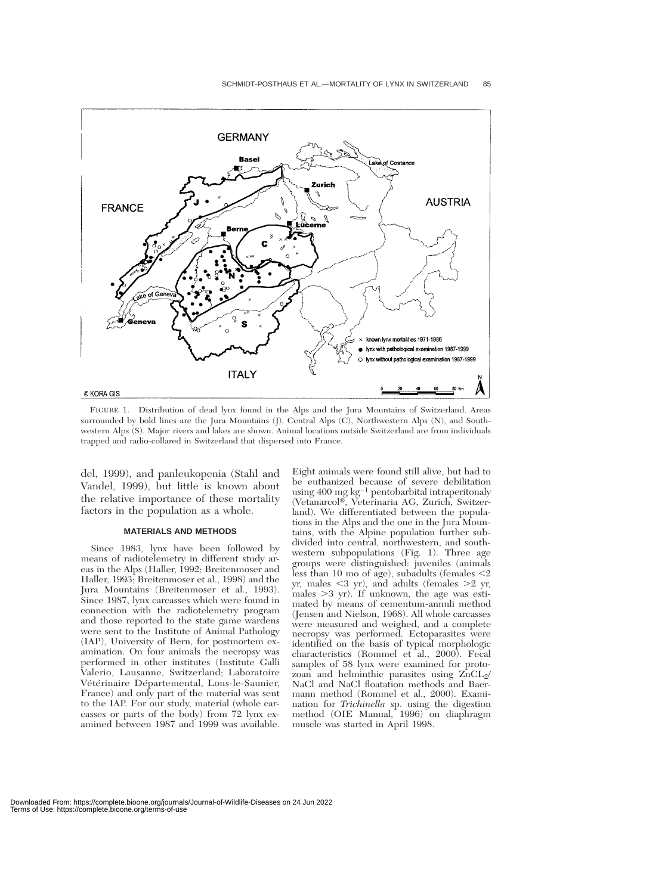FIGURE 1. Distribution of dead lynx found in the Alps and the Jura Mountains of Switzerland. Areas surrounded by bold lines are the Jura Mountains (J), Central Alps (C), Northwestern Alps (N), and Southwestern Alps (S). Major rivers and lakes are shown. Animal locations outside Switzerland are from individuals trapped and radio-collared in Switzerland that dispersed into France.

del, 1999), and panleukopenia (Stahl and Vandel, 1999), but little is known about the relative importance of these mortality factors in the population as a whole.

## MATERIALS AND METHODS

Since 1983, lynx have been followed by means of radiotelemetry in different study areas in the Alps (Haller, 1992; Breitenmoser and Haller, 1993; Breitenmoser et al., 1998) and the Jura Mountains (Breitenmoser et al., 1993). Since 1987, lynx carcasses which were found in connection with the radiotelemetry program and those reported to the state game wardens were sent to the Institute of Animal Pathology (IAP), University of Bern, for postmortem examination. On four animals the necropsy was performed in other institutes (Institute Galli Valerio, Lausanne, Switzerland; Laboratoire Vétérinaire Départemental, Lons-le-Saunier, France) and only part of the material was sent to the IAP. For our study, material (whole carcasses or parts of the body) from 72 lynx examined between 1987 and 1999 was available. Eight animals were found still alive, but had to be euthanized because of severe debilitation using 400 mg kg$^{-1}$ pentobarbital intraperitonaly (Vetanarcol®, Veterinaria AG, Zurich, Switzerland). We differentiated between the populations in the Alps and the one in the Jura Mountains, with the Alpine population further subdivided into central, northwestern, and southwestern subpopulations (Fig. 1). Three age groups were distinguished: juveniles (animals less than 10 mo of age), subadults (females <2 yr, males <3 yr), and adults (females >2 yr, males >3 yr). If unknown, the age was estimated by means of cementum-annuli method (Jensen and Nielson, 1968). All whole carcasses were measured and weighed, and a complete necropsy was performed. Ectoparasites were identified on the basis of typical morphologic characteristics (Rommel et al., 2000). Fecal samples of 58 lynx were examined for protozoan and helminthic parasites using $ZnCL_2$/NaCl and NaCl floatation methods and Baermann method (Rommel et al., 2000). Examination for *Trichinella* sp. using the digestion method (OIE Manual, 1996) on diaphragm muscle was started in April 1998.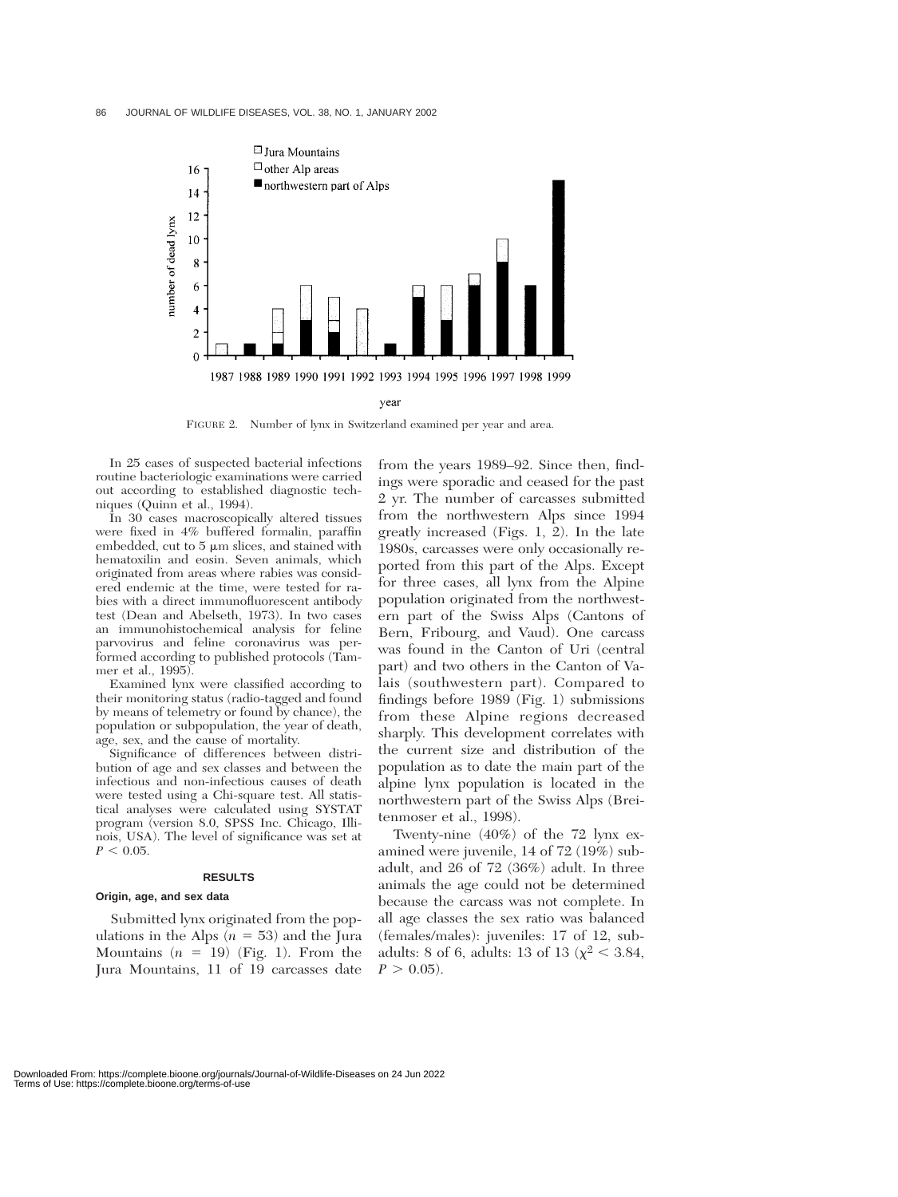FIGURE 2. Number of lynx in Switzerland examined per year and area.

In 25 cases of suspected bacterial infections routine bacteriologic examinations were carried out according to established diagnostic techniques (Quinn et al., 1994).

In 30 cases macroscopically altered tissues were fixed in 4% buffered formalin, paraffin embedded, cut to 5 µm slices, and stained with hematoxilin and eosin. Seven animals, which originated from areas where rabies was considered endemic at the time, were tested for rabies with a direct immunofluorescent antibody test (Dean and Abelseth, 1973). In two cases an immunohistochemical analysis for feline parvovirus and feline coronavirus was performed according to published protocols (Tammer et al., 1995).

Examined lynx were classified according to their monitoring status (radio-tagged and found by means of telemetry or found by chance), the population or subpopulation, the year of death, age, sex, and the cause of mortality.

Significance of differences between distribution of age and sex classes and between the infectious and non-infectious causes of death were tested using a Chi-square test. All statistical analyses were calculated using SYSTAT program (version 8.0, SPSS Inc. Chicago, Illinois, USA). The level of significance was set at $P < 0.05$.

## RESULTS

### Origin, age, and sex data

Submitted lynx originated from the populations in the Alps ($n = 53$) and the Jura Mountains ($n = 19$) (Fig. 1). From the Jura Mountains, 11 of 19 carcasses date from the years 1989–92. Since then, findings were sporadic and ceased for the past 2 yr. The number of carcasses submitted from the northwestern Alps since 1994 greatly increased (Figs. 1, 2). In the late 1980s, carcasses were only occasionally reported from this part of the Alps. Except for three cases, all lynx from the Alpine population originated from the northwestern part of the Swiss Alps (Cantons of Bern, Fribourg, and Vaud). One carcass was found in the Canton of Uri (central part) and two others in the Canton of Valais (southwestern part). Compared to findings before 1989 (Fig. 1) submissions from these Alpine regions decreased sharply. This development correlates with the current size and distribution of the population as to date the main part of the alpine lynx population is located in the northwestern part of the Swiss Alps (Breitenmoser et al., 1998).

Twenty-nine (40%) of the 72 lynx examined were juvenile, 14 of 72 (19%) subadult, and 26 of 72 (36%) adult. In three animals the age could not be determined because the carcass was not complete. In all age classes the sex ratio was balanced (females/males): juveniles: 17 of 12, subadults: 8 of 6, adults: 13 of 13 ($\chi^2 < 3.84$, $P > 0.05$).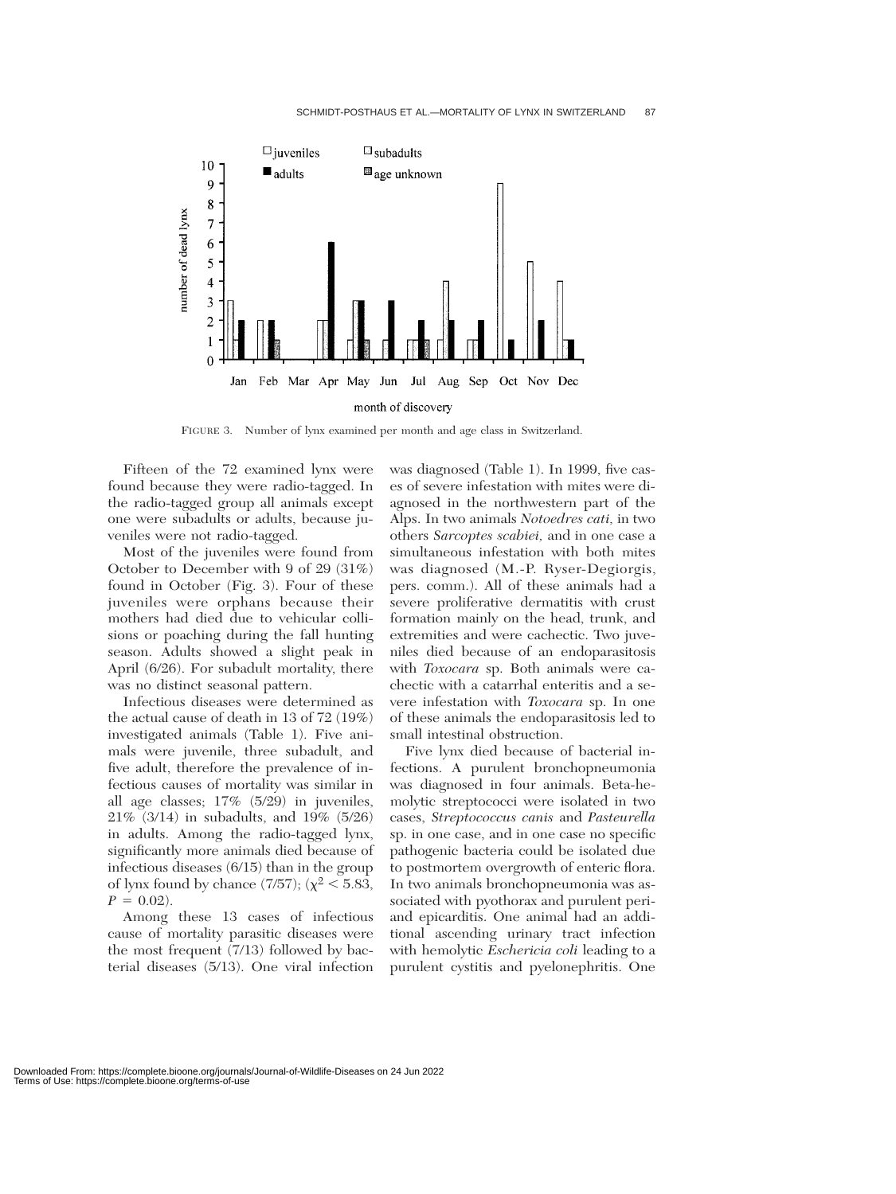FIGURE 3. Number of lynx examined per month and age class in Switzerland.

Fifteen of the 72 examined lynx were found because they were radio-tagged. In the radio-tagged group all animals except one were subadults or adults, because juveniles were not radio-tagged.

Most of the juveniles were found from October to December with 9 of 29 (31%) found in October (Fig. 3). Four of these juveniles were orphans because their mothers had died due to vehicular collisions or poaching during the fall hunting season. Adults showed a slight peak in April (6/26). For subadult mortality, there was no distinct seasonal pattern.

Infectious diseases were determined as the actual cause of death in 13 of 72 (19%) investigated animals (Table 1). Five animals were juvenile, three subadult, and five adult, therefore the prevalence of infectious causes of mortality was similar in all age classes; 17% (5/29) in juveniles, 21% (3/14) in subadults, and 19% (5/26) in adults. Among the radio-tagged lynx, significantly more animals died because of infectious diseases (6/15) than in the group of lynx found by chance (7/57); ($\chi^2 < 5.83$, $P = 0.02$).

Among these 13 cases of infectious cause of mortality parasitic diseases were the most frequent (7/13) followed by bacterial diseases (5/13). One viral infection was diagnosed (Table 1). In 1999, five cases of severe infestation with mites were diagnosed in the northwestern part of the Alps. In two animals *Notoedres cati,* in two others *Sarcoptes scabiei,* and in one case a simultaneous infestation with both mites was diagnosed (M.-P. Ryser-Degiorgis, pers. comm.). All of these animals had a severe proliferative dermatitis with crust formation mainly on the head, trunk, and extremities and were cachectic. Two juveniles died because of an endoparasitosis with *Toxocara* sp. Both animals were cachectic with a catarrhal enteritis and a severe infestation with *Toxocara* sp. In one of these animals the endoparasitosis led to small intestinal obstruction.

Five lynx died because of bacterial infections. A purulent bronchopneumonia was diagnosed in four animals. Beta-hemolytic streptococci were isolated in two cases, *Streptococcus canis* and *Pasteurella* sp. in one case, and in one case no specific pathogenic bacteria could be isolated due to postmortem overgrowth of enteric flora. In two animals bronchopneumonia was associated with pyothorax and purulent peri- and epicarditis. One animal had an additional ascending urinary tract infection with hemolytic *Eschericia coli* leading to a purulent cystitis and pyelonephritis. One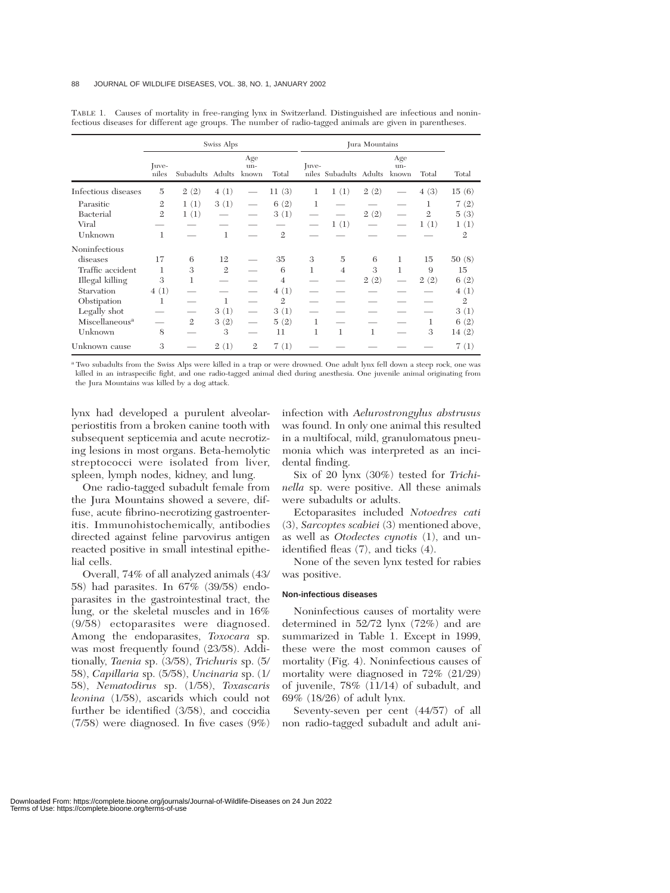TABLE 1. Causes of mortality in free-ranging lynx in Switzerland. Distinguished are infectious and noninfectious diseases for different age groups. The number of radio-tagged animals are given in parentheses.

| | Swiss Alps | | | | | Jura Mountains | | | | | |
|---|---|---|---|---|---|---|---|---|---|---|---|
| | Juveniles | Subadults | Adults | Age unknown | Total | Juveniles | Subadults | Adults | Age unknown | Total | Total |
| Infectious diseases | 5 | 2 (2) | 4 (1) | — | 11 (3) | 1 | 1 (1) | 2 (2) | — | 4 (3) | 15 (6) |
| Parasitic | 2 | 1 (1) | 3 (1) | — | 6 (2) | 1 | — | — | — | 1 | 7 (2) |
| Bacterial | 2 | 1 (1) | — | — | 3 (1) | — | — | 2 (2) | — | 2 | 5 (3) |
| Viral | — | — | — | — | — | — | 1 (1) | — | — | 1 (1) | 1 (1) |
| Unknown | 1 | — | 1 | — | 2 | — | — | — | — | — | 2 |
| Noninfectious diseases | 17 | 6 | 12 | — | 35 | 3 | 5 | 6 | 1 | 15 | 50 (8) |
| Traffic accident | 1 | 3 | 2 | — | 6 | 1 | 4 | 3 | 1 | 9 | 15 |
| Illegal killing | 3 | 1 | — | — | 4 | — | — | 2 (2) | — | 2 (2) | 6 (2) |
| Starvation | 4 (1) | — | — | — | 4 (1) | — | — | — | — | — | 4 (1) |
| Obstipation | 1 | — | 1 | — | 2 | — | — | — | — | — | 2 |
| Legally shot | — | — | 3 (1) | — | 3 (1) | — | — | — | — | — | 3 (1) |
| Miscellaneous[a] | — | 2 | 3 (2) | — | 5 (2) | 1 | — | — | — | 1 | 6 (2) |
| Unknown | 8 | — | 3 | — | 11 | 1 | 1 | 1 | — | 3 | 14 (2) |
| Unknown cause | 3 | — | 2 (1) | 2 | 7 (1) | — | — | — | — | — | 7 (1) |

[a] Two subadults from the Swiss Alps were killed in a trap or were drowned. One adult lynx fell down a steep rock, one was killed in an intraspecific fight, and one radio-tagged animal died during anesthesia. One juvenile animal originating from the Jura Mountains was killed by a dog attack.

lynx had developed a purulent alveolar-periostitis from a broken canine tooth with subsequent septicemia and acute necrotizing lesions in most organs. Beta-hemolytic streptococci were isolated from liver, spleen, lymph nodes, kidney, and lung.

One radio-tagged subadult female from the Jura Mountains showed a severe, diffuse, acute fibrino-necrotizing gastroenteritis. Immunohistochemically, antibodies directed against feline parvovirus antigen reacted positive in small intestinal epithelial cells.

Overall, 74% of all analyzed animals (43/58) had parasites. In 67% (39/58) endoparasites in the gastrointestinal tract, the lung, or the skeletal muscles and in 16% (9/58) ectoparasites were diagnosed. Among the endoparasites, *Toxocara* sp. was most frequently found (23/58). Additionally, *Taenia* sp. (3/58), *Trichuris* sp. (5/58), *Capillaria* sp. (5/58), *Uncinaria* sp. (1/58), *Nematodirus* sp. (1/58), *Toxascaris leonina* (1/58), ascarids which could not further be identified (3/58), and coccidia (7/58) were diagnosed. In five cases (9%) infection with *Aelurostrongylus abstrusus* was found. In only one animal this resulted in a multifocal, mild, granulomatous pneumonia which was interpreted as an incidental finding.

Six of 20 lynx (30%) tested for *Trichinella* sp. were positive. All these animals were subadults or adults.

Ectoparasites included *Notoedres cati* (3), *Sarcoptes scabiei* (3) mentioned above, as well as *Otodectes cynotis* (1), and unidentified fleas (7), and ticks (4).

None of the seven lynx tested for rabies was positive.

#### Non-infectious diseases

Noninfectious causes of mortality were determined in 52/72 lynx (72%) and are summarized in Table 1. Except in 1999, these were the most common causes of mortality (Fig. 4). Noninfectious causes of mortality were diagnosed in 72% (21/29) of juvenile, 78% (11/14) of subadult, and 69% (18/26) of adult lynx.

Seventy-seven per cent (44/57) of all non radio-tagged subadult and adult ani-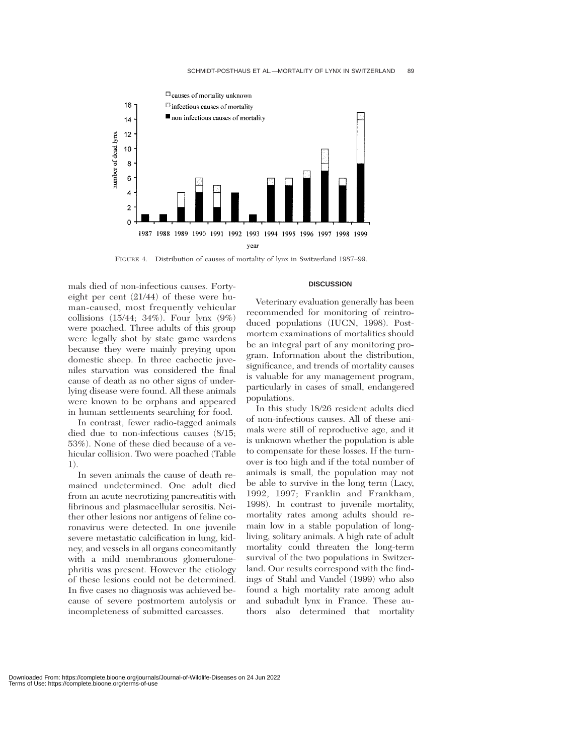FIGURE 4. Distribution of causes of mortality of lynx in Switzerland 1987–99.

mals died of non-infectious causes. Forty-eight per cent (21/44) of these were human-caused, most frequently vehicular collisions (15/44; 34%). Four lynx (9%) were poached. Three adults of this group were legally shot by state game wardens because they were mainly preying upon domestic sheep. In three cachectic juveniles starvation was considered the final cause of death as no other signs of underlying disease were found. All these animals were known to be orphans and appeared in human settlements searching for food.

In contrast, fewer radio-tagged animals died due to non-infectious causes (8/15; 53%). None of these died because of a vehicular collision. Two were poached (Table 1).

In seven animals the cause of death remained undetermined. One adult died from an acute necrotizing pancreatitis with fibrinous and plasmacellular serositis. Neither other lesions nor antigens of feline coronavirus were detected. In one juvenile severe metastatic calcification in lung, kidney, and vessels in all organs concomitantly with a mild membranous glomerulonephritis was present. However the etiology of these lesions could not be determined. In five cases no diagnosis was achieved because of severe postmortem autolysis or incompleteness of submitted carcasses.

## DISCUSSION

Veterinary evaluation generally has been recommended for monitoring of reintroduced populations (IUCN, 1998). Postmortem examinations of mortalities should be an integral part of any monitoring program. Information about the distribution, significance, and trends of mortality causes is valuable for any management program, particularly in cases of small, endangered populations.

In this study 18/26 resident adults died of non-infectious causes. All of these animals were still of reproductive age, and it is unknown whether the population is able to compensate for these losses. If the turnover is too high and if the total number of animals is small, the population may not be able to survive in the long term (Lacy, 1992, 1997; Franklin and Frankham, 1998). In contrast to juvenile mortality, mortality rates among adults should remain low in a stable population of long-living, solitary animals. A high rate of adult mortality could threaten the long-term survival of the two populations in Switzerland. Our results correspond with the findings of Stahl and Vandel (1999) who also found a high mortality rate among adult and subadult lynx in France. These authors also determined that mortality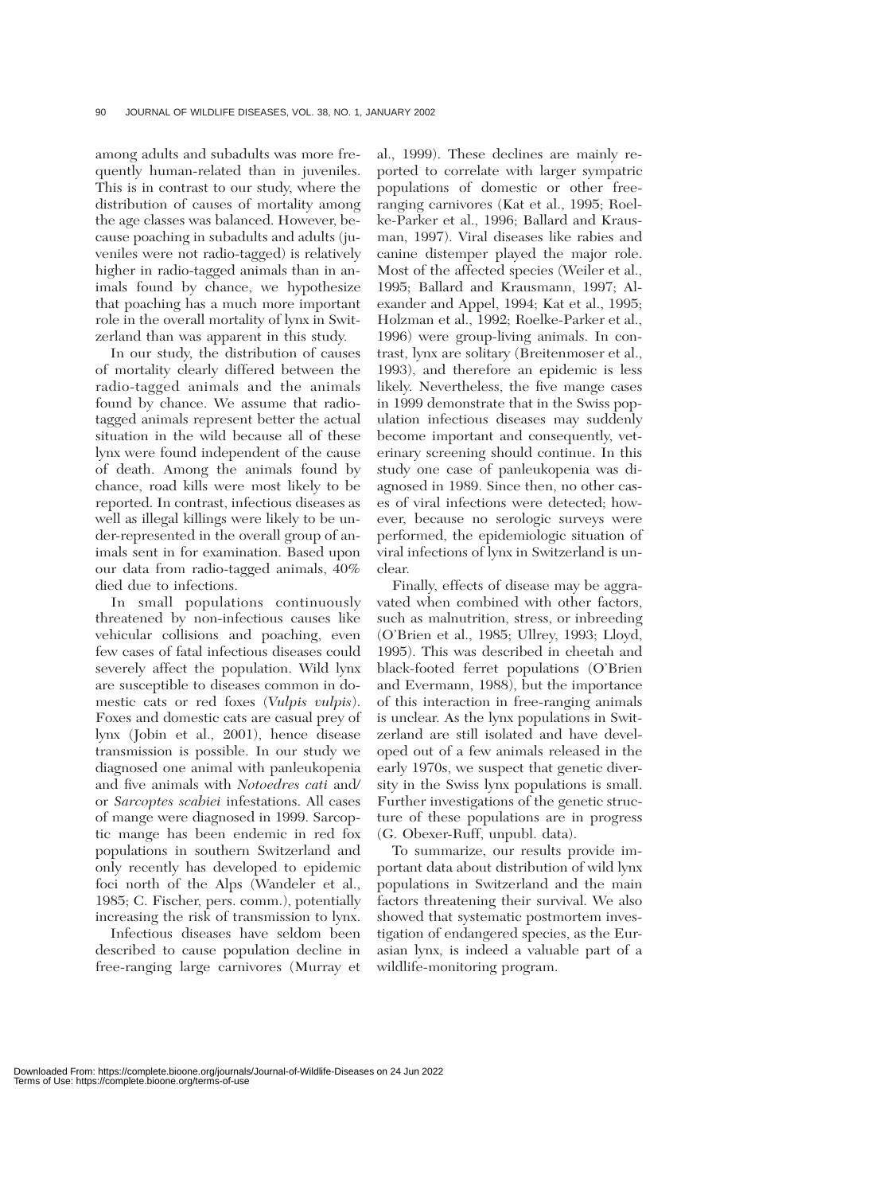among adults and subadults was more frequently human-related than in juveniles. This is in contrast to our study, where the distribution of causes of mortality among the age classes was balanced. However, because poaching in subadults and adults (juveniles were not radio-tagged) is relatively higher in radio-tagged animals than in animals found by chance, we hypothesize that poaching has a much more important role in the overall mortality of lynx in Switzerland than was apparent in this study.

In our study, the distribution of causes of mortality clearly differed between the radio-tagged animals and the animals found by chance. We assume that radio-tagged animals represent better the actual situation in the wild because all of these lynx were found independent of the cause of death. Among the animals found by chance, road kills were most likely to be reported. In contrast, infectious diseases as well as illegal killings were likely to be under-represented in the overall group of animals sent in for examination. Based upon our data from radio-tagged animals, 40% died due to infections.

In small populations continuously threatened by non-infectious causes like vehicular collisions and poaching, even few cases of fatal infectious diseases could severely affect the population. Wild lynx are susceptible to diseases common in domestic cats or red foxes (*Vulpis vulpis*). Foxes and domestic cats are casual prey of lynx (Jobin et al., 2001), hence disease transmission is possible. In our study we diagnosed one animal with panleukopenia and five animals with *Notoedres cati* and/or *Sarcoptes scabiei* infestations. All cases of mange were diagnosed in 1999. Sarcoptic mange has been endemic in red fox populations in southern Switzerland and only recently has developed to epidemic foci north of the Alps (Wandeler et al., 1985; C. Fischer, pers. comm.), potentially increasing the risk of transmission to lynx.

Infectious diseases have seldom been described to cause population decline in free-ranging large carnivores (Murray et al., 1999). These declines are mainly reported to correlate with larger sympatric populations of domestic or other free-ranging carnivores (Kat et al., 1995; Roelke-Parker et al., 1996; Ballard and Krausman, 1997). Viral diseases like rabies and canine distemper played the major role. Most of the affected species (Weiler et al., 1995; Ballard and Krausmann, 1997; Alexander and Appel, 1994; Kat et al., 1995; Holzman et al., 1992; Roelke-Parker et al., 1996) were group-living animals. In contrast, lynx are solitary (Breitenmoser et al., 1993), and therefore an epidemic is less likely. Nevertheless, the five mange cases in 1999 demonstrate that in the Swiss population infectious diseases may suddenly become important and consequently, veterinary screening should continue. In this study one case of panleukopenia was diagnosed in 1989. Since then, no other cases of viral infections were detected; however, because no serologic surveys were performed, the epidemiologic situation of viral infections of lynx in Switzerland is unclear.

Finally, effects of disease may be aggravated when combined with other factors, such as malnutrition, stress, or inbreeding (O'Brien et al., 1985; Ullrey, 1993; Lloyd, 1995). This was described in cheetah and black-footed ferret populations (O'Brien and Evermann, 1988), but the importance of this interaction in free-ranging animals is unclear. As the lynx populations in Switzerland are still isolated and have developed out of a few animals released in the early 1970s, we suspect that genetic diversity in the Swiss lynx populations is small. Further investigations of the genetic structure of these populations are in progress (G. Obexer-Ruff, unpubl. data).

To summarize, our results provide important data about distribution of wild lynx populations in Switzerland and the main factors threatening their survival. We also showed that systematic postmortem investigation of endangered species, as the Eurasian lynx, is indeed a valuable part of a wildlife-monitoring program.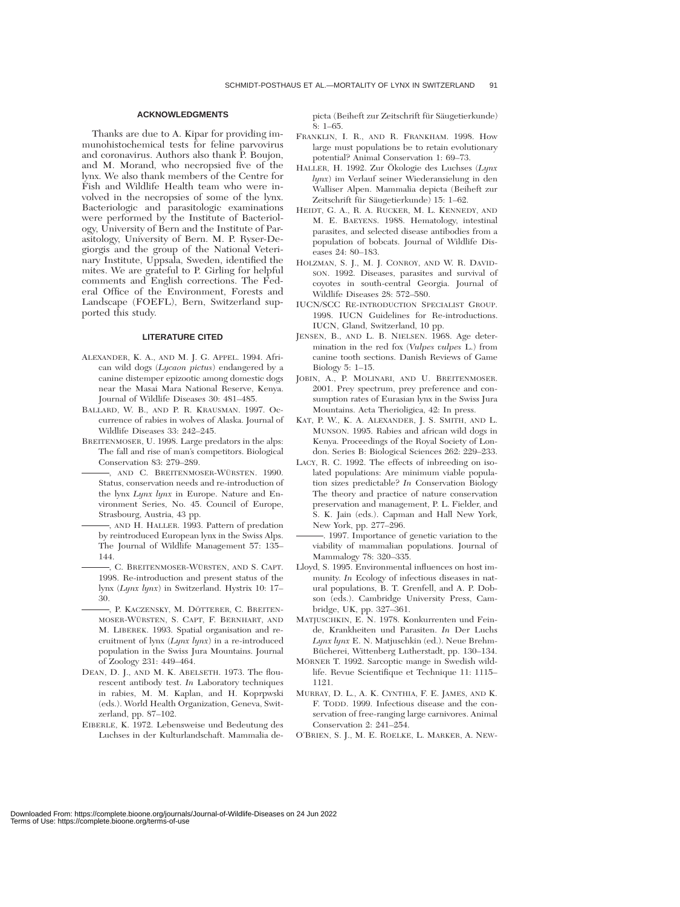## ACKNOWLEDGMENTS

Thanks are due to A. Kipar for providing immunohistochemical tests for feline parvovirus and coronavirus. Authors also thank P. Boujon, and M. Morand, who necropsied five of the lynx. We also thank members of the Centre for Fish and Wildlife Health team who were involved in the necropsies of some of the lynx. Bacteriologic and parasitologic examinations were performed by the Institute of Bacteriology, University of Bern and the Institute of Parasitology, University of Bern. M. P. Ryser-Degiorgis and the group of the National Veterinary Institute, Uppsala, Sweden, identified the mites. We are grateful to P. Girling for helpful comments and English corrections. The Federal Office of the Environment, Forests and Landscape (FOEFL), Bern, Switzerland supported this study.

## LITERATURE CITED

ALEXANDER, K. A., AND M. J. G. APPEL. 1994. African wild dogs (*Lycaon pictus*) endangered by a canine distemper epizootic among domestic dogs near the Masai Mara National Reserve, Kenya. Journal of Wildlife Diseases 30: 481–485.

BALLARD, W. B., AND P. R. KRAUSMAN. 1997. Occurrence of rabies in wolves of Alaska. Journal of Wildlife Diseases 33: 242–245.

BREITENMOSER, U. 1998. Large predators in the alps: The fall and rise of man's competitors. Biological Conservation 83: 279–289.

———, AND C. BREITENMOSER-WÜRSTEN. 1990. Status, conservation needs and re-introduction of the lynx *Lynx lynx* in Europe. Nature and Environment Series, No. 45. Council of Europe, Strasbourg, Austria, 43 pp.

———, AND H. HALLER. 1993. Pattern of predation by reintroduced European lynx in the Swiss Alps. The Journal of Wildlife Management 57: 135–144.

———, C. BREITENMOSER-WÜRSTEN, AND S. CAPT. 1998. Re-introduction and present status of the lynx (*Lynx lynx*) in Switzerland. Hystrix 10: 17–30.

———, P. KACZENSKY, M. DÖTTERER, C. BREITENMOSER-WÜRSTEN, S. CAPT, F. BERNHART, AND M. LIBEREK. 1993. Spatial organisation and recruitment of lynx (*Lynx lynx*) in a re-introduced population in the Swiss Jura Mountains. Journal of Zoology 231: 449–464.

DEAN, D. J., AND M. K. ABELSETH. 1973. The flourescent antibody test. *In* Laboratory techniques in rabies, M. M. Kaplan, and H. Koprpwski (eds.). World Health Organization, Geneva, Switzerland, pp. 87–102.

EIBERLE, K. 1972. Lebensweise und Bedeutung des Luchses in der Kulturlandschaft. Mammalia depicta (Beiheft zur Zeitschrift für Säugetierkunde) 8: 1–65.

FRANKLIN, I. R., AND R. FRANKHAM. 1998. How large must populations be to retain evolutionary potential? Animal Conservation 1: 69–73.

HALLER, H. 1992. Zur Ökologie des Luchses (*Lynx lynx*) im Verlauf seiner Wiederansielung in den Walliser Alpen. Mammalia depicta (Beiheft zur Zeitschrift für Säugetierkunde) 15: 1–62.

HEIDT, G. A., R. A. RUCKER, M. L. KENNEDY, AND M. E. BAEYENS. 1988. Hematology, intestinal parasites, and selected disease antibodies from a population of bobcats. Journal of Wildlife Diseases 24: 80–183.

HOLZMAN, S. J., M. J. CONROY, AND W. R. DAVIDSON. 1992. Diseases, parasites and survival of coyotes in south-central Georgia. Journal of Wildlife Diseases 28: 572–580.

IUCN/SCC RE-INTRODUCTION SPECIALIST GROUP. 1998. IUCN Guidelines for Re-introductions. IUCN, Gland, Switzerland, 10 pp.

JENSEN, B., AND L. B. NIELSEN. 1968. Age determination in the red fox (*Vulpes vulpes* L.) from canine tooth sections. Danish Reviews of Game Biology 5: 1–15.

JOBIN, A., P. MOLINARI, AND U. BREITENMOSER. 2001. Prey spectrum, prey preference and consumption rates of Eurasian lynx in the Swiss Jura Mountains. Acta Therioligica, 42: In press.

KAT, P. W., K. A. ALEXANDER, J. S. SMITH, AND L. MUNSON. 1995. Rabies and african wild dogs in Kenya. Proceedings of the Royal Society of London. Series B: Biological Sciences 262: 229–233.

LACY, R. C. 1992. The effects of inbreeding on isolated populations: Are minimum viable population sizes predictable? *In* Conservation Biology The theory and practice of nature conservation preservation and management, P. L. Fielder, and S. K. Jain (eds.). Capman and Hall New York, New York, pp. 277–296.

———. 1997. Importance of genetic variation to the viability of mammalian populations. Journal of Mammalogy 78: 320–335.

Lloyd, S. 1995. Environmental influences on host immunity. *In* Ecology of infectious diseases in natural populations, B. T. Grenfell, and A. P. Dobson (eds.). Cambridge University Press, Cambridge, UK, pp. 327–361.

MATJUSCHKIN, E. N. 1978. Konkurrenten und Feinde, Krankheiten und Parasiten. *In* Der Luchs *Lynx lynx* E. N. Matjuschkin (ed.). Neue Brehm-Bücherei, Wittenberg Lutherstadt, pp. 130–134.

MÖRNER T. 1992. Sarcoptic mange in Swedish wildlife. Revue Scientifique et Technique 11: 1115–1121.

MURRAY, D. L., A. K. CYNTHIA, F. E. JAMES, AND K. F. TODD. 1999. Infectious disease and the conservation of free-ranging large carnivores. Animal Conservation 2: 241–254.

O'BRIEN, S. J., M. E. ROELKE, L. MARKER, A. NEW-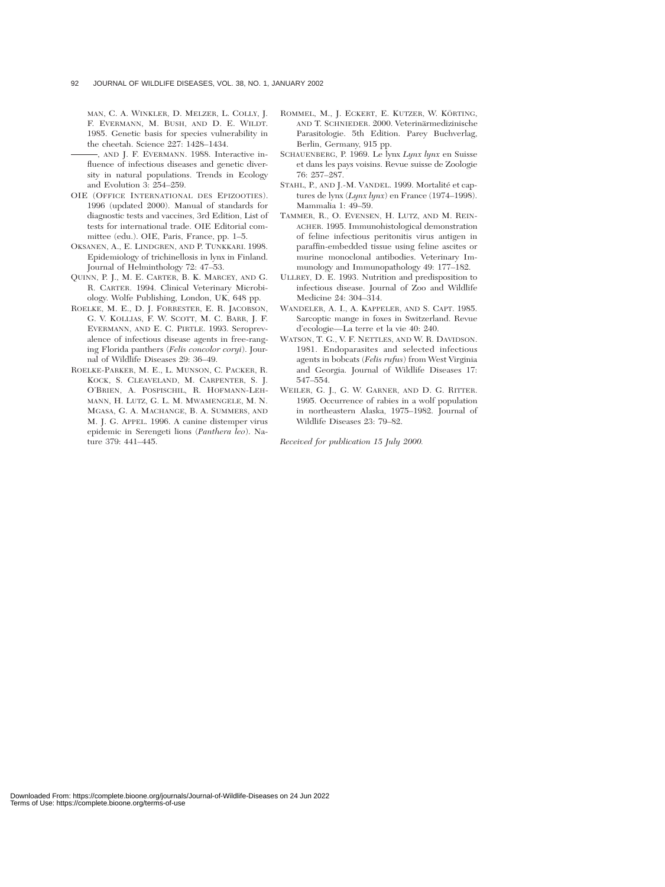MAN, C. A. WINKLER, D. MELZER, L. COLLY, J. F. EVERMANN, M. BUSH, AND D. E. WILDT. 1985. Genetic basis for species vulnerability in the cheetah. Science 227: 1428–1434.

———, AND J. F. EVERMANN. 1988. Interactive influence of infectious diseases and genetic diversity in natural populations. Trends in Ecology and Evolution 3: 254–259.

OIE (OFFICE INTERNATIONAL DES EPIZOOTIES). 1996 (updated 2000). Manual of standards for diagnostic tests and vaccines, 3rd Edition, List of tests for international trade. OIE Editorial committee (edu.). OIE, Paris, France, pp. 1–5.

OKSANEN, A., E. LINDGREN, AND P. TUNKKARI. 1998. Epidemiology of trichinellosis in lynx in Finland. Journal of Helminthology 72: 47–53.

QUINN, P. J., M. E. CARTER, B. K. MARCEY, AND G. R. CARTER. 1994. Clinical Veterinary Microbiology. Wolfe Publishing, London, UK, 648 pp.

ROELKE, M. E., D. J. FORRESTER, E. R. JACOBSON, G. V. KOLLIAS, F. W. SCOTT, M. C. BARR, J. F. EVERMANN, AND E. C. PIRTLE. 1993. Seroprevalence of infectious disease agents in free-ranging Florida panthers (*Felis concolor coryi*). Journal of Wildlife Diseases 29: 36–49.

ROELKE-PARKER, M. E., L. MUNSON, C. PACKER, R. KOCK, S. CLEAVELAND, M. CARPENTER, S. J. O'BRIEN, A. POSPISCHIL, R. HOFMANN-LEHMANN, H. LUTZ, G. L. M. MWAMENGELE, M. N. MGASA, G. A. MACHANGE, B. A. SUMMERS, AND M. J. G. APPEL. 1996. A canine distemper virus epidemic in Serengeti lions (*Panthera leo*). Nature 379: 441–445.

ROMMEL, M., J. ECKERT, E. KUTZER, W. KÖRTING, AND T. SCHNIEDER. 2000. Veterinärmedizinische Parasitologie. 5th Edition. Parey Buchverlag, Berlin, Germany, 915 pp.

SCHAUENBERG, P. 1969. Le lynx *Lynx lynx* en Suisse et dans les pays voisins. Revue suisse de Zoologie 76: 257–287.

STAHL, P., AND J.-M. VANDEL. 1999. Mortalité et captures de lynx (*Lynx lynx*) en France (1974–1998). Mammalia 1: 49–59.

TAMMER, R., O. EVENSEN, H. LUTZ, AND M. REINACHER. 1995. Immunohistological demonstration of feline infectious peritonitis virus antigen in paraffin-embedded tissue using feline ascites or murine monoclonal antibodies. Veterinary Immunology and Immunopathology 49: 177–182.

ULLREY, D. E. 1993. Nutrition and predisposition to infectious disease. Journal of Zoo and Wildlife Medicine 24: 304–314.

WANDELER, A. I., A. KAPPELER, AND S. CAPT. 1985. Sarcoptic mange in foxes in Switzerland. Revue d'ecologie—La terre et la vie 40: 240.

WATSON, T. G., V. F. NETTLES, AND W. R. DAVIDSON. 1981. Endoparasites and selected infectious agents in bobcats (*Felis rufus*) from West Virginia and Georgia. Journal of Wildlife Diseases 17: 547–554.

WEILER, G. J., G. W. GARNER, AND D. G. RITTER. 1995. Occurrence of rabies in a wolf population in northeastern Alaska, 1975–1982. Journal of Wildlife Diseases 23: 79–82.

*Received for publication 15 July 2000.*